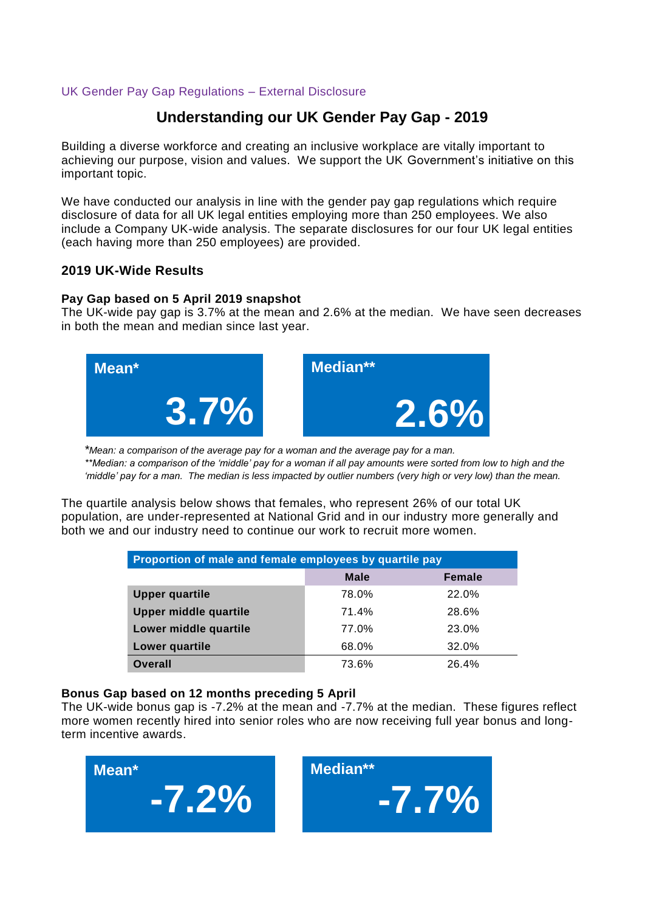UK Gender Pay Gap Regulations – External Disclosure

# Understanding our UK Gender Pay Gap - 2019

Building a diverse workforce and creating an inclusive workplace are vitally important to achieving our purpose, vision and values. We support the UK Government's initiative on this important topic.

We have conducted our analysis in line with the gender pay gap regulations which require disclosure of data for all UK legal entities employing more than 250 employees. We also include a Company UK-wide analysis. The separate disclosures for our four UK legal entities (each having more than 250 employees) are provided.

## 2019 UK-Wide Results

### Pay Gap based on 5 April 2019 snapshot

The UK-wide pay gap is 3.7% at the mean and 2.6% at the median. We have seen decreases in both the mean and median since last year.

**Mean***

**3.7%**

**Median****

**2.6%**

**Mean: a comparison of the average pay for a woman and the average pay for a man.*

***Median: a comparison of the 'middle' pay for a woman if all pay amounts were sorted from low to high and the 'middle' pay for a man. The median is less impacted by outlier numbers (very high or very low) than the mean.*

The quartile analysis below shows that females, who represent 26% of our total UK population, are under-represented at National Grid and in our industry more generally and both we and our industry need to continue our work to recruit more women.

| Proportion of male and female employees by quartile pay | | |
|---|---|---|
| | **Male** | **Female** |
| **Upper quartile** | 78.0% | 22.0% |
| **Upper middle quartile** | 71.4% | 28.6% |
| **Lower middle quartile** | 77.0% | 23.0% |
| **Lower quartile** | 68.0% | 32.0% |
| **Overall** | 73.6% | 26.4% |

### Bonus Gap based on 12 months preceding 5 April

The UK-wide bonus gap is -7.2% at the mean and -7.7% at the median. These figures reflect more women recently hired into senior roles who are now receiving full year bonus and long-term incentive awards.

**Mean***

**-7.2%**

**Median****

**-7.7%**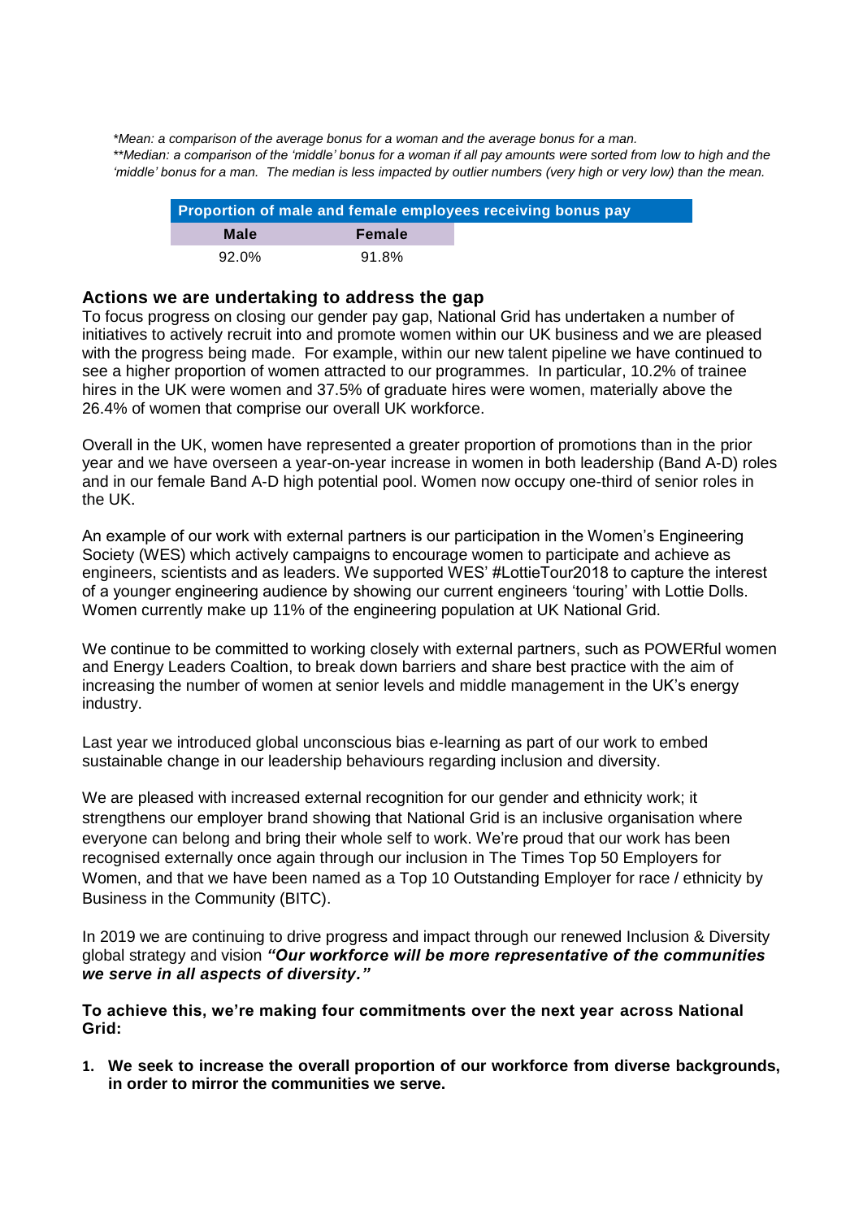*Mean: a comparison of the average bonus for a woman and the average bonus for a man.
**Median: a comparison of the 'middle' bonus for a woman if all pay amounts were sorted from low to high and the 'middle' bonus for a man. The median is less impacted by outlier numbers (very high or very low) than the mean.*

| Proportion of male and female employees receiving bonus pay | |
|---|---|
| **Male** | **Female** |
| 92.0% | 91.8% |

### Actions we are undertaking to address the gap

To focus progress on closing our gender pay gap, National Grid has undertaken a number of initiatives to actively recruit into and promote women within our UK business and we are pleased with the progress being made. For example, within our new talent pipeline we have continued to see a higher proportion of women attracted to our programmes. In particular, 10.2% of trainee hires in the UK were women and 37.5% of graduate hires were women, materially above the 26.4% of women that comprise our overall UK workforce.

Overall in the UK, women have represented a greater proportion of promotions than in the prior year and we have overseen a year-on-year increase in women in both leadership (Band A-D) roles and in our female Band A-D high potential pool. Women now occupy one-third of senior roles in the UK.

An example of our work with external partners is our participation in the Women's Engineering Society (WES) which actively campaigns to encourage women to participate and achieve as engineers, scientists and as leaders. We supported WES' #LottieTour2018 to capture the interest of a younger engineering audience by showing our current engineers 'touring' with Lottie Dolls. Women currently make up 11% of the engineering population at UK National Grid.

We continue to be committed to working closely with external partners, such as POWERful women and Energy Leaders Coaltion, to break down barriers and share best practice with the aim of increasing the number of women at senior levels and middle management in the UK's energy industry.

Last year we introduced global unconscious bias e-learning as part of our work to embed sustainable change in our leadership behaviours regarding inclusion and diversity.

We are pleased with increased external recognition for our gender and ethnicity work; it strengthens our employer brand showing that National Grid is an inclusive organisation where everyone can belong and bring their whole self to work. We're proud that our work has been recognised externally once again through our inclusion in The Times Top 50 Employers for Women, and that we have been named as a Top 10 Outstanding Employer for race / ethnicity by Business in the Community (BITC).

In 2019 we are continuing to drive progress and impact through our renewed Inclusion & Diversity global strategy and vision ***"Our workforce will be more representative of the communities we serve in all aspects of diversity."***

**To achieve this, we're making four commitments over the next year across National Grid:**

1. **We seek to increase the overall proportion of our workforce from diverse backgrounds, in order to mirror the communities we serve.**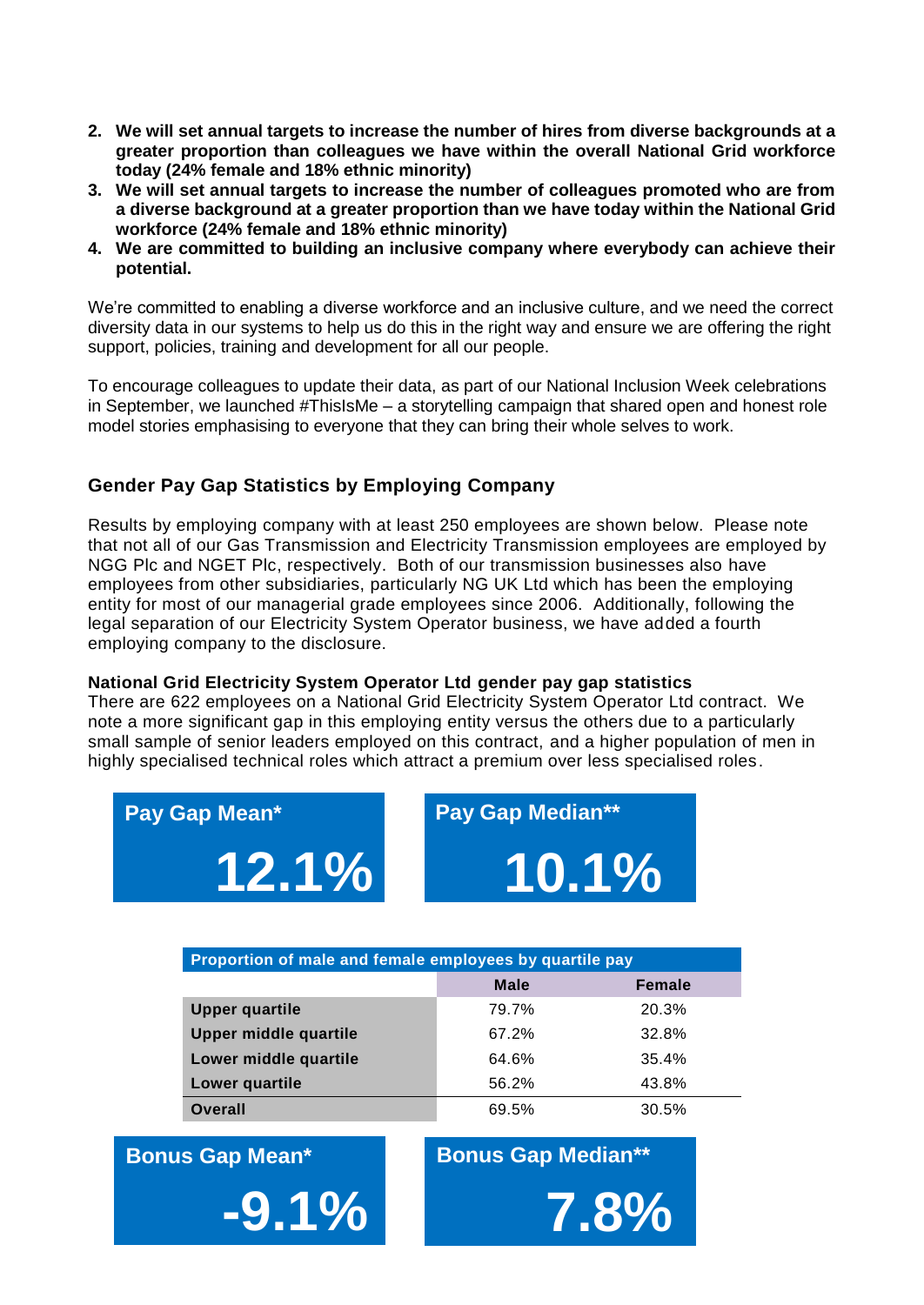2. **We will set annual targets to increase the number of hires from diverse backgrounds at a greater proportion than colleagues we have within the overall National Grid workforce today (24% female and 18% ethnic minority)**
3. **We will set annual targets to increase the number of colleagues promoted who are from a diverse background at a greater proportion than we have today within the National Grid workforce (24% female and 18% ethnic minority)**
4. **We are committed to building an inclusive company where everybody can achieve their potential.**

We're committed to enabling a diverse workforce and an inclusive culture, and we need the correct diversity data in our systems to help us do this in the right way and ensure we are offering the right support, policies, training and development for all our people.

To encourage colleagues to update their data, as part of our National Inclusion Week celebrations in September, we launched #ThisIsMe – a storytelling campaign that shared open and honest role model stories emphasising to everyone that they can bring their whole selves to work.

## Gender Pay Gap Statistics by Employing Company

Results by employing company with at least 250 employees are shown below. Please note that not all of our Gas Transmission and Electricity Transmission employees are employed by NGG Plc and NGET Plc, respectively. Both of our transmission businesses also have employees from other subsidiaries, particularly NG UK Ltd which has been the employing entity for most of our managerial grade employees since 2006. Additionally, following the legal separation of our Electricity System Operator business, we have added a fourth employing company to the disclosure.

**National Grid Electricity System Operator Ltd gender pay gap statistics**
There are 622 employees on a National Grid Electricity System Operator Ltd contract. We note a more significant gap in this employing entity versus the others due to a particularly small sample of senior leaders employed on this contract, and a higher population of men in highly specialised technical roles which attract a premium over less specialised roles.

**Pay Gap Mean***
**12.1%**

**Pay Gap Median****
**10.1%**

| Proportion of male and female employees by quartile pay | | |
|---|---|---|
| | **Male** | **Female** |
| **Upper quartile** | 79.7% | 20.3% |
| **Upper middle quartile** | 67.2% | 32.8% |
| **Lower middle quartile** | 64.6% | 35.4% |
| **Lower quartile** | 56.2% | 43.8% |
| **Overall** | 69.5% | 30.5% |

**Bonus Gap Mean***
**-9.1%**

**Bonus Gap Median****
**7.8%**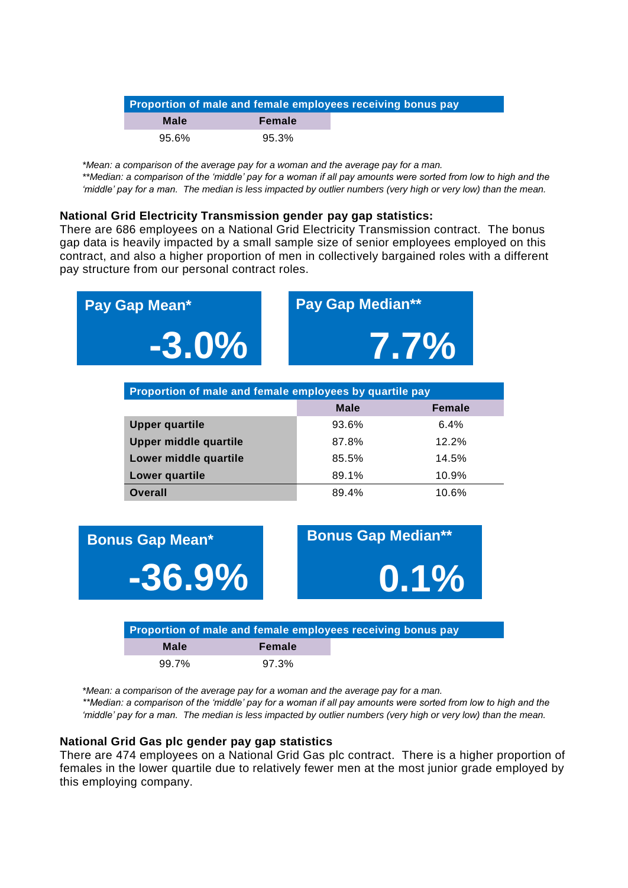| Proportion of male and female employees receiving bonus pay | |
|---|---|
| **Male** | **Female** |
| 95.6% | 95.3% |

*\*Mean: a comparison of the average pay for a woman and the average pay for a man.*
*\*\*Median: a comparison of the 'middle' pay for a woman if all pay amounts were sorted from low to high and the 'middle' pay for a man. The median is less impacted by outlier numbers (very high or very low) than the mean.*

**National Grid Electricity Transmission gender pay gap statistics:**
There are 686 employees on a National Grid Electricity Transmission contract. The bonus gap data is heavily impacted by a small sample size of senior employees employed on this contract, and also a higher proportion of men in collectively bargained roles with a different pay structure from our personal contract roles.

**Pay Gap Mean\***

**-3.0%**

**Pay Gap Median\*\***

**7.7%**

| Proportion of male and female employees by quartile pay | | |
|---|---|---|
| | **Male** | **Female** |
| **Upper quartile** | 93.6% | 6.4% |
| **Upper middle quartile** | 87.8% | 12.2% |
| **Lower middle quartile** | 85.5% | 14.5% |
| **Lower quartile** | 89.1% | 10.9% |
| **Overall** | 89.4% | 10.6% |

**Bonus Gap Mean\***

**-36.9%**

**Bonus Gap Median\*\***

**0.1%**

| Proportion of male and female employees receiving bonus pay | |
|---|---|
| **Male** | **Female** |
| 99.7% | 97.3% |

*\*Mean: a comparison of the average pay for a woman and the average pay for a man.*
*\*\*Median: a comparison of the 'middle' pay for a woman if all pay amounts were sorted from low to high and the 'middle' pay for a man. The median is less impacted by outlier numbers (very high or very low) than the mean.*

**National Grid Gas plc gender pay gap statistics**
There are 474 employees on a National Grid Gas plc contract. There is a higher proportion of females in the lower quartile due to relatively fewer men at the most junior grade employed by this employing company.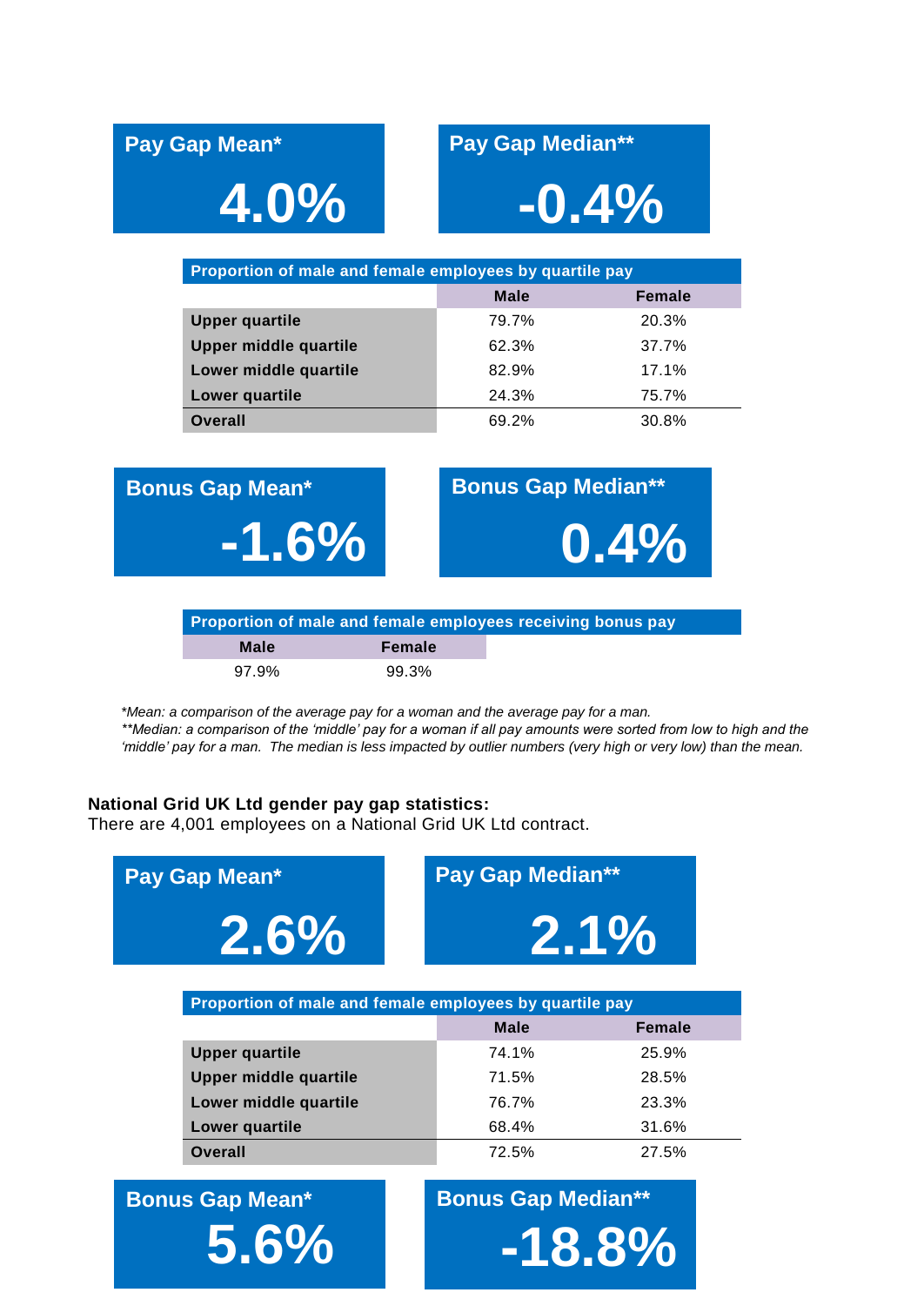**Pay Gap Mean***

**4.0%**

**Pay Gap Median****

**-0.4%**

| Proportion of male and female employees by quartile pay | | |
|---|---|---|
| | **Male** | **Female** |
| **Upper quartile** | 79.7% | 20.3% |
| **Upper middle quartile** | 62.3% | 37.7% |
| **Lower middle quartile** | 82.9% | 17.1% |
| **Lower quartile** | 24.3% | 75.7% |
| **Overall** | 69.2% | 30.8% |

**Bonus Gap Mean***

**-1.6%**

**Bonus Gap Median****

**0.4%**

| Proportion of male and female employees receiving bonus pay | |
|---|---|
| **Male** | **Female** |
| 97.9% | 99.3% |

**Mean: a comparison of the average pay for a woman and the average pay for a man.*

***Median: a comparison of the 'middle' pay for a woman if all pay amounts were sorted from low to high and the 'middle' pay for a man. The median is less impacted by outlier numbers (very high or very low) than the mean.*

**National Grid UK Ltd gender pay gap statistics:**

There are 4,001 employees on a National Grid UK Ltd contract.

**Pay Gap Mean***

**2.6%**

**Pay Gap Median****

**2.1%**

| Proportion of male and female employees by quartile pay | | |
|---|---|---|
| | **Male** | **Female** |
| **Upper quartile** | 74.1% | 25.9% |
| **Upper middle quartile** | 71.5% | 28.5% |
| **Lower middle quartile** | 76.7% | 23.3% |
| **Lower quartile** | 68.4% | 31.6% |
| **Overall** | 72.5% | 27.5% |

**Bonus Gap Mean***

**5.6%**

**Bonus Gap Median****

**-18.8%**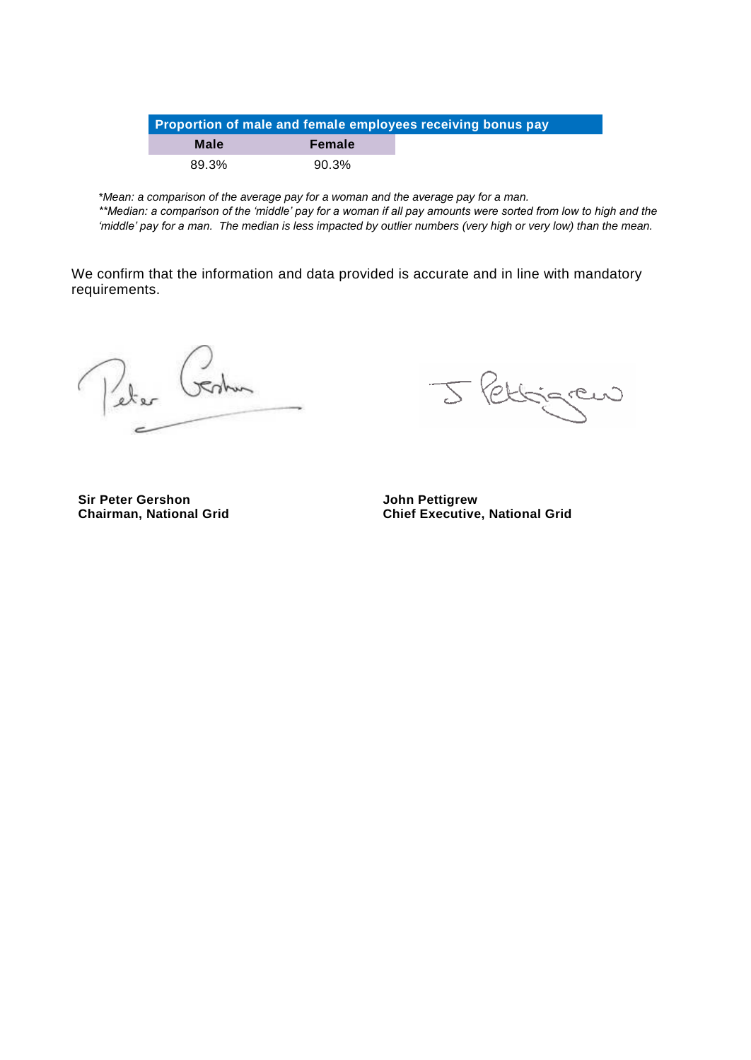| Proportion of male and female employees receiving bonus pay | |
|---|---|
| **Male** | **Female** |
| 89.3% | 90.3% |

*\*Mean: a comparison of the average pay for a woman and the average pay for a man.*
*\*\*Median: a comparison of the 'middle' pay for a woman if all pay amounts were sorted from low to high and the 'middle' pay for a man. The median is less impacted by outlier numbers (very high or very low) than the mean.*

We confirm that the information and data provided is accurate and in line with mandatory requirements.

**Sir Peter Gershon**
**Chairman, National Grid**

**John Pettigrew**
**Chief Executive, National Grid**